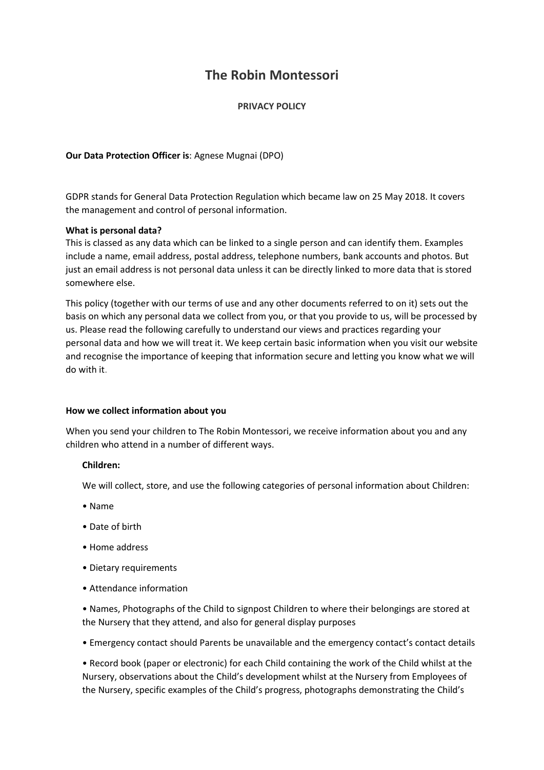# The Robin Montessori

**PRIVACY POLICY**

**Our Data Protection Officer is**: Agnese Mugnai (DPO)

GDPR stands for General Data Protection Regulation which became law on 25 May 2018. It covers the management and control of personal information.

**What is personal data?**
This is classed as any data which can be linked to a single person and can identify them. Examples include a name, email address, postal address, telephone numbers, bank accounts and photos. But just an email address is not personal data unless it can be directly linked to more data that is stored somewhere else.

This policy (together with our terms of use and any other documents referred to on it) sets out the basis on which any personal data we collect from you, or that you provide to us, will be processed by us. Please read the following carefully to understand our views and practices regarding your personal data and how we will treat it. We keep certain basic information when you visit our website and recognise the importance of keeping that information secure and letting you know what we will do with it.

**How we collect information about you**

When you send your children to The Robin Montessori, we receive information about you and any children who attend in a number of different ways.

**Children:**

We will collect, store, and use the following categories of personal information about Children:

- Name
- Date of birth
- Home address
- Dietary requirements
- Attendance information
- Names, Photographs of the Child to signpost Children to where their belongings are stored at the Nursery that they attend, and also for general display purposes
- Emergency contact should Parents be unavailable and the emergency contact's contact details
- Record book (paper or electronic) for each Child containing the work of the Child whilst at the Nursery, observations about the Child's development whilst at the Nursery from Employees of the Nursery, specific examples of the Child's progress, photographs demonstrating the Child's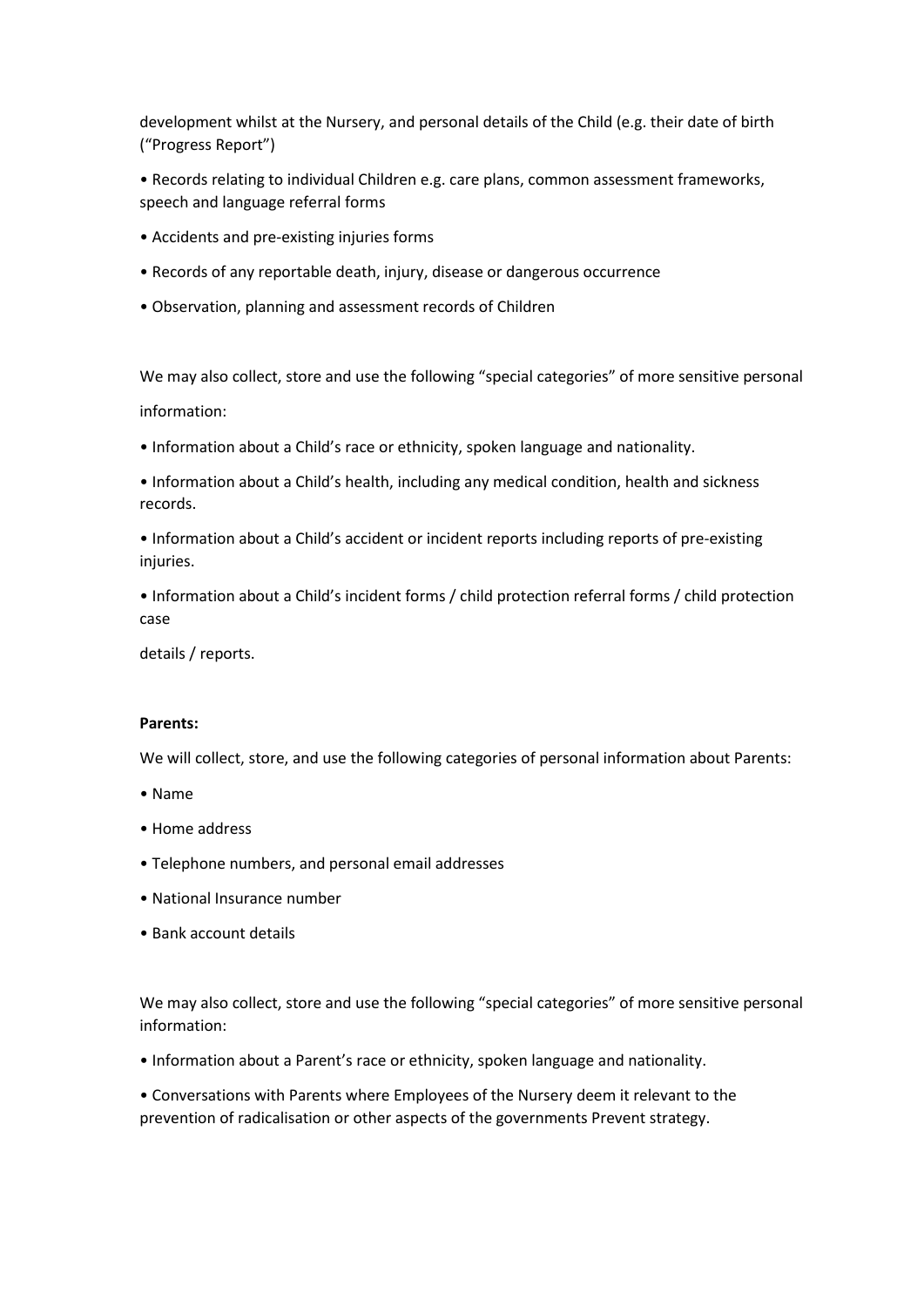development whilst at the Nursery, and personal details of the Child (e.g. their date of birth ("Progress Report")

- Records relating to individual Children e.g. care plans, common assessment frameworks, speech and language referral forms
- Accidents and pre-existing injuries forms
- Records of any reportable death, injury, disease or dangerous occurrence
- Observation, planning and assessment records of Children

We may also collect, store and use the following "special categories" of more sensitive personal information:

- Information about a Child's race or ethnicity, spoken language and nationality.
- Information about a Child's health, including any medical condition, health and sickness records.
- Information about a Child's accident or incident reports including reports of pre-existing injuries.
- Information about a Child's incident forms / child protection referral forms / child protection case details / reports.

**Parents:**

We will collect, store, and use the following categories of personal information about Parents:

- Name
- Home address
- Telephone numbers, and personal email addresses
- National Insurance number
- Bank account details

We may also collect, store and use the following "special categories" of more sensitive personal information:

- Information about a Parent's race or ethnicity, spoken language and nationality.
- Conversations with Parents where Employees of the Nursery deem it relevant to the prevention of radicalisation or other aspects of the governments Prevent strategy.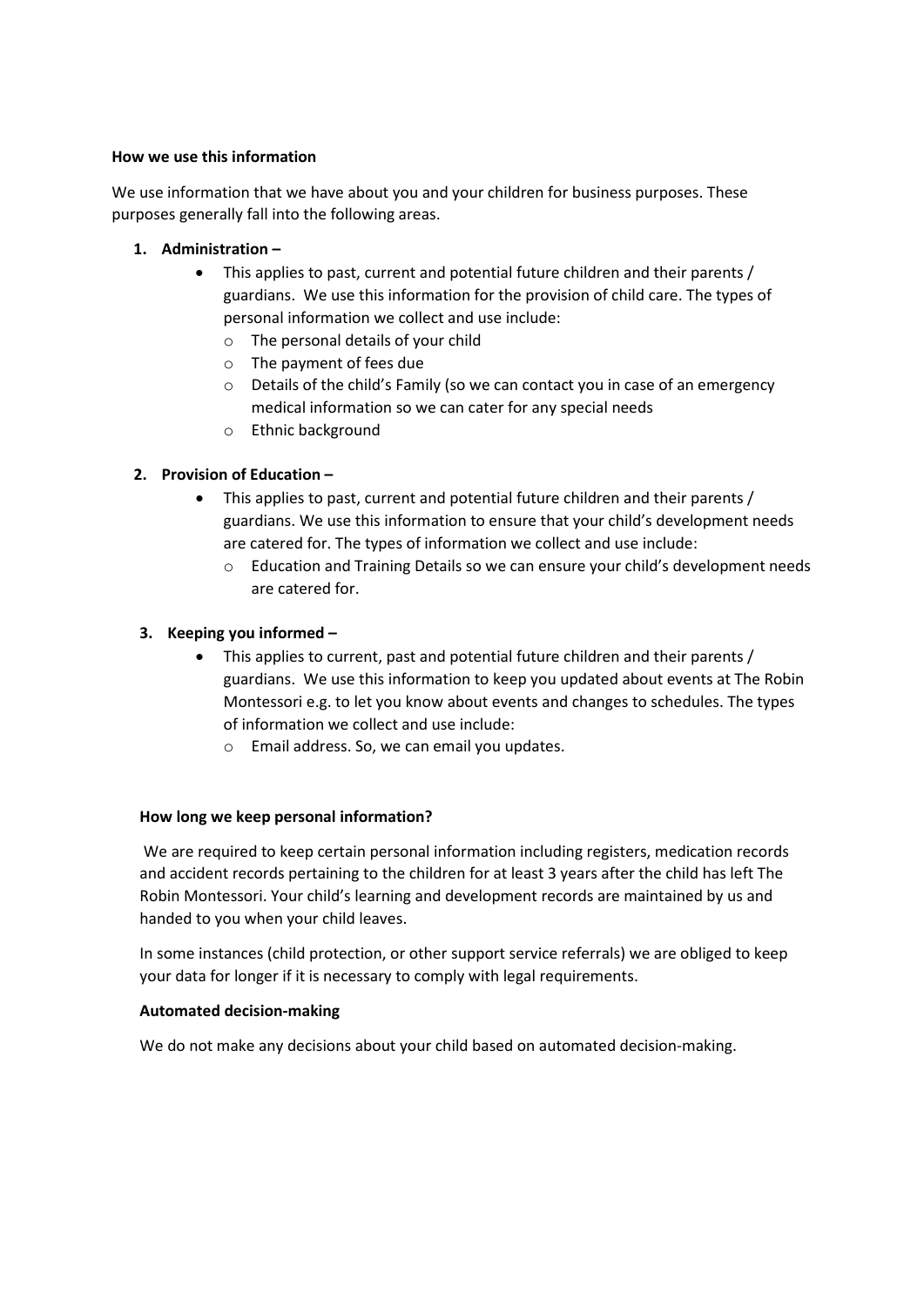**How we use this information**

We use information that we have about you and your children for business purposes. These purposes generally fall into the following areas.

1. **Administration –**
   - This applies to past, current and potential future children and their parents / guardians. We use this information for the provision of child care. The types of personal information we collect and use include:
     - The personal details of your child
     - The payment of fees due
     - Details of the child's Family (so we can contact you in case of an emergency medical information so we can cater for any special needs
     - Ethnic background

2. **Provision of Education –**
   - This applies to past, current and potential future children and their parents / guardians. We use this information to ensure that your child's development needs are catered for. The types of information we collect and use include:
     - Education and Training Details so we can ensure your child's development needs are catered for.

3. **Keeping you informed –**
   - This applies to current, past and potential future children and their parents / guardians. We use this information to keep you updated about events at The Robin Montessori e.g. to let you know about events and changes to schedules. The types of information we collect and use include:
     - Email address. So, we can email you updates.

**How long we keep personal information?**

We are required to keep certain personal information including registers, medication records and accident records pertaining to the children for at least 3 years after the child has left The Robin Montessori. Your child's learning and development records are maintained by us and handed to you when your child leaves.

In some instances (child protection, or other support service referrals) we are obliged to keep your data for longer if it is necessary to comply with legal requirements.

**Automated decision-making**

We do not make any decisions about your child based on automated decision-making.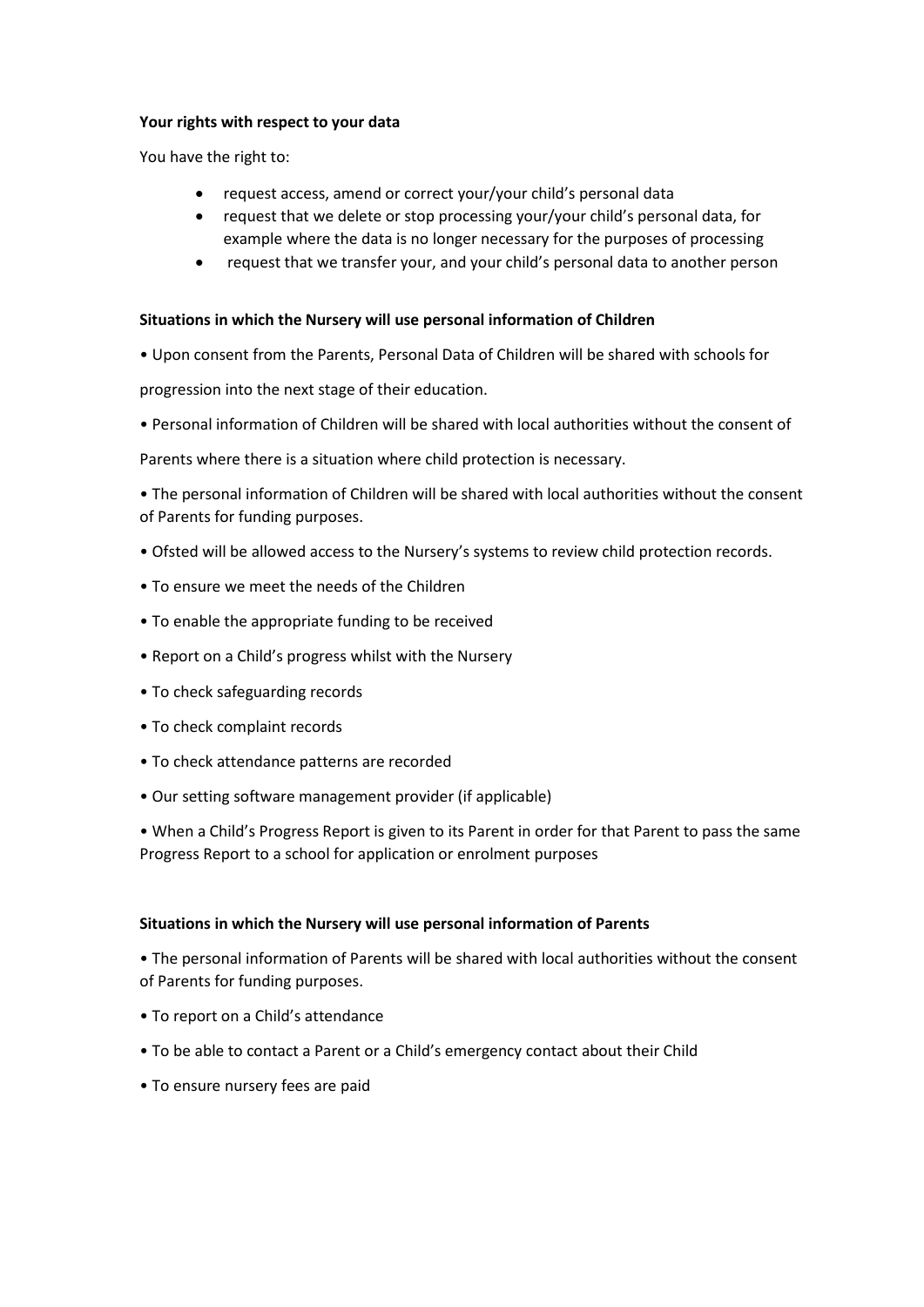**Your rights with respect to your data**

You have the right to:

- request access, amend or correct your/your child's personal data
- request that we delete or stop processing your/your child's personal data, for example where the data is no longer necessary for the purposes of processing
- request that we transfer your, and your child's personal data to another person

**Situations in which the Nursery will use personal information of Children**

- Upon consent from the Parents, Personal Data of Children will be shared with schools for progression into the next stage of their education.
- Personal information of Children will be shared with local authorities without the consent of Parents where there is a situation where child protection is necessary.
- The personal information of Children will be shared with local authorities without the consent of Parents for funding purposes.
- Ofsted will be allowed access to the Nursery's systems to review child protection records.
- To ensure we meet the needs of the Children
- To enable the appropriate funding to be received
- Report on a Child's progress whilst with the Nursery
- To check safeguarding records
- To check complaint records
- To check attendance patterns are recorded
- Our setting software management provider (if applicable)
- When a Child's Progress Report is given to its Parent in order for that Parent to pass the same Progress Report to a school for application or enrolment purposes

**Situations in which the Nursery will use personal information of Parents**

- The personal information of Parents will be shared with local authorities without the consent of Parents for funding purposes.
- To report on a Child's attendance
- To be able to contact a Parent or a Child's emergency contact about their Child
- To ensure nursery fees are paid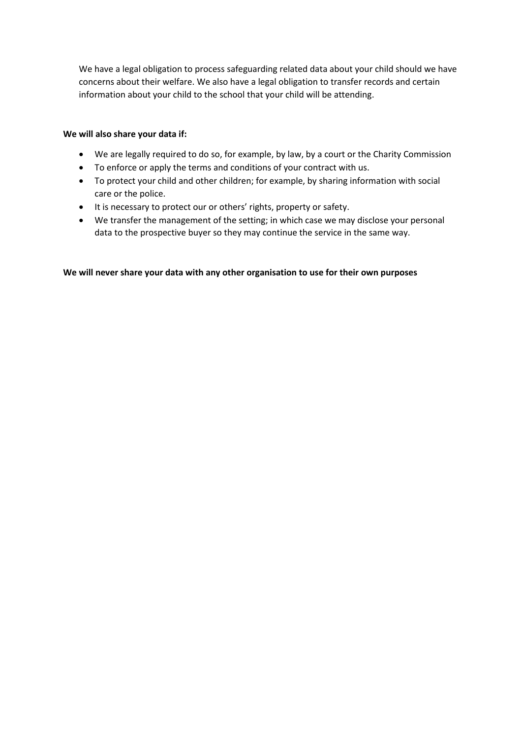We have a legal obligation to process safeguarding related data about your child should we have concerns about their welfare. We also have a legal obligation to transfer records and certain information about your child to the school that your child will be attending.

**We will also share your data if:**

- We are legally required to do so, for example, by law, by a court or the Charity Commission
- To enforce or apply the terms and conditions of your contract with us.
- To protect your child and other children; for example, by sharing information with social care or the police.
- It is necessary to protect our or others' rights, property or safety.
- We transfer the management of the setting; in which case we may disclose your personal data to the prospective buyer so they may continue the service in the same way.

**We will never share your data with any other organisation to use for their own purposes**